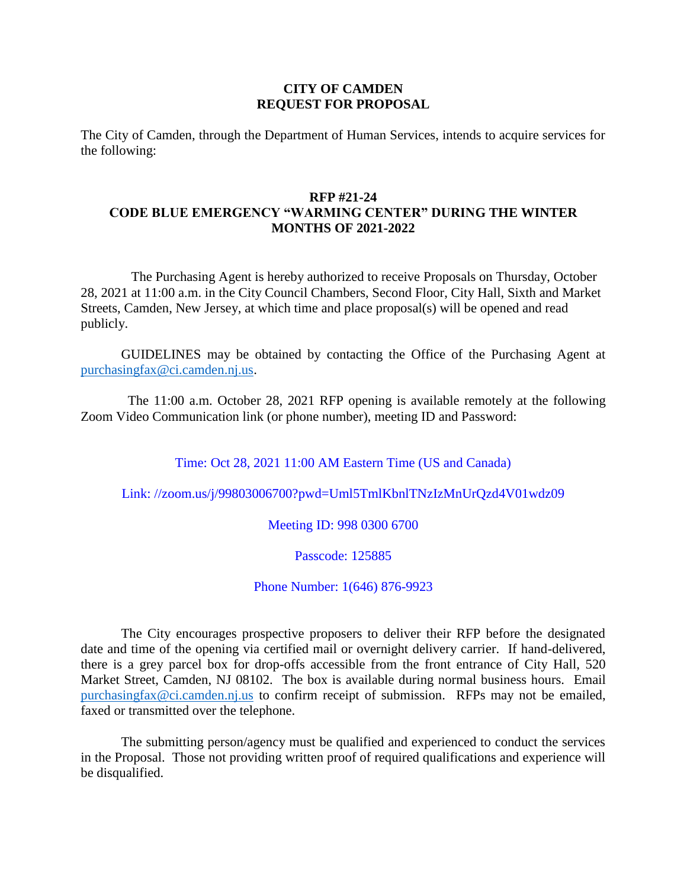**CITY OF CAMDEN**
**REQUEST FOR PROPOSAL**

The City of Camden, through the Department of Human Services, intends to acquire services for the following:

**RFP #21-24**
**CODE BLUE EMERGENCY "WARMING CENTER" DURING THE WINTER MONTHS OF 2021-2022**

The Purchasing Agent is hereby authorized to receive Proposals on Thursday, October 28, 2021 at 11:00 a.m. in the City Council Chambers, Second Floor, City Hall, Sixth and Market Streets, Camden, New Jersey, at which time and place proposal(s) will be opened and read publicly.

GUIDELINES may be obtained by contacting the Office of the Purchasing Agent at purchasingfax@ci.camden.nj.us.

The 11:00 a.m. October 28, 2021 RFP opening is available remotely at the following Zoom Video Communication link (or phone number), meeting ID and Password:

Time: Oct 28, 2021 11:00 AM Eastern Time (US and Canada)

Link: //zoom.us/j/99803006700?pwd=Uml5TmlKbnlTNzIzMnUrQzd4V01wdz09

Meeting ID: 998 0300 6700

Passcode: 125885

Phone Number: 1(646) 876-9923

The City encourages prospective proposers to deliver their RFP before the designated date and time of the opening via certified mail or overnight delivery carrier. If hand-delivered, there is a grey parcel box for drop-offs accessible from the front entrance of City Hall, 520 Market Street, Camden, NJ 08102. The box is available during normal business hours. Email purchasingfax@ci.camden.nj.us to confirm receipt of submission. RFPs may not be emailed, faxed or transmitted over the telephone.

The submitting person/agency must be qualified and experienced to conduct the services in the Proposal. Those not providing written proof of required qualifications and experience will be disqualified.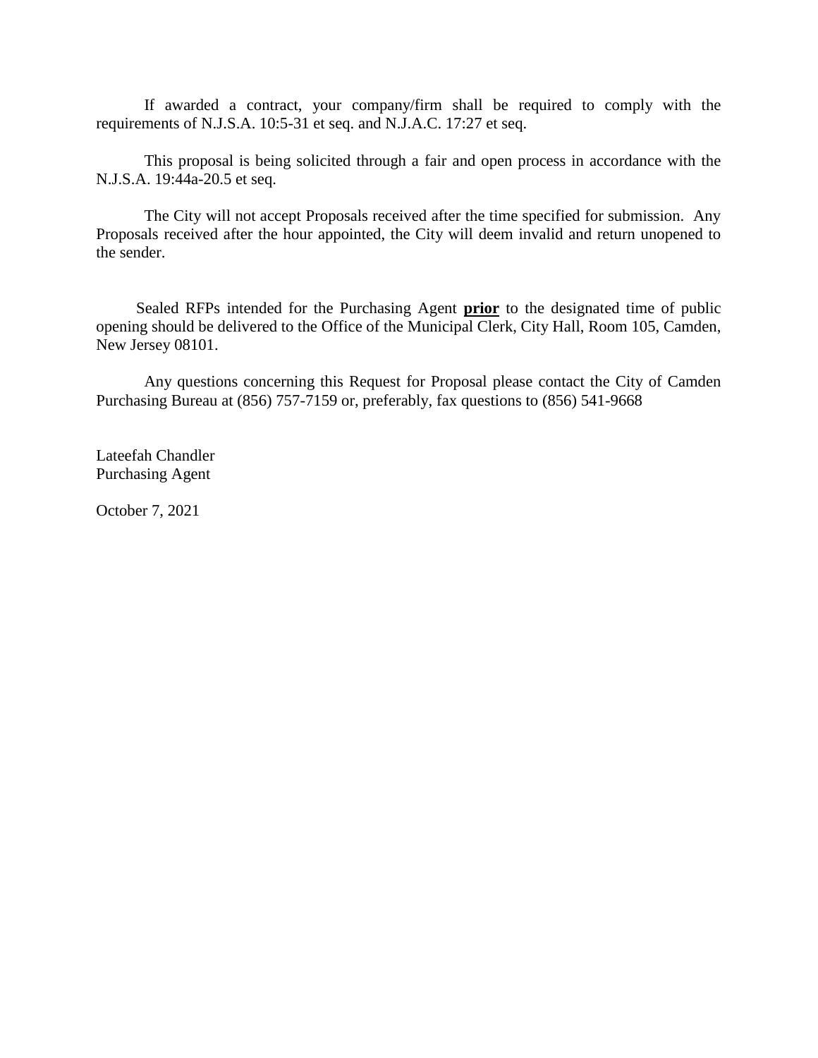If awarded a contract, your company/firm shall be required to comply with the requirements of N.J.S.A. 10:5-31 et seq. and N.J.A.C. 17:27 et seq.

This proposal is being solicited through a fair and open process in accordance with the N.J.S.A. 19:44a-20.5 et seq.

The City will not accept Proposals received after the time specified for submission. Any Proposals received after the hour appointed, the City will deem invalid and return unopened to the sender.

Sealed RFPs intended for the Purchasing Agent **prior** to the designated time of public opening should be delivered to the Office of the Municipal Clerk, City Hall, Room 105, Camden, New Jersey 08101.

Any questions concerning this Request for Proposal please contact the City of Camden Purchasing Bureau at (856) 757-7159 or, preferably, fax questions to (856) 541-9668

Lateefah Chandler
Purchasing Agent

October 7, 2021